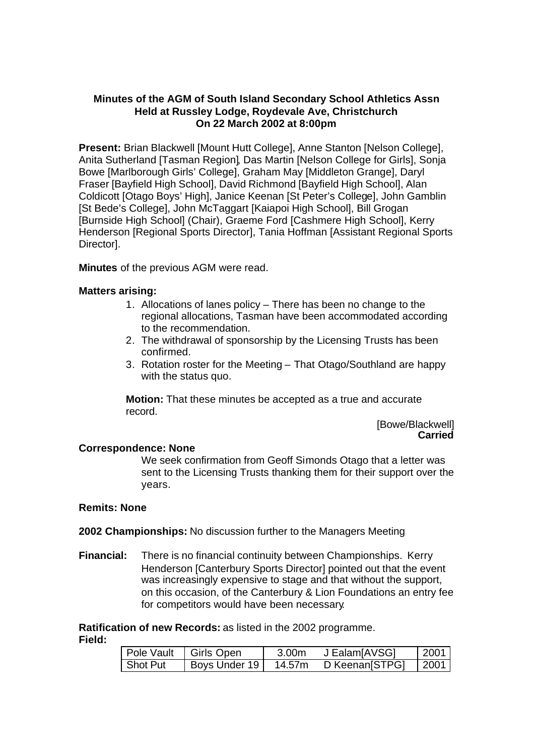**Minutes of the AGM of South Island Secondary School Athletics Assn**
**Held at Russley Lodge, Roydevale Ave, Christchurch**
**On 22 March 2002 at 8:00pm**

**Present:** Brian Blackwell [Mount Hutt College], Anne Stanton [Nelson College], Anita Sutherland [Tasman Region], Das Martin [Nelson College for Girls], Sonja Bowe [Marlborough Girls' College], Graham May [Middleton Grange], Daryl Fraser [Bayfield High School], David Richmond [Bayfield High School], Alan Coldicott [Otago Boys' High], Janice Keenan [St Peter's College], John Gamblin [St Bede's College], John McTaggart [Kaiapoi High School], Bill Grogan [Burnside High School] (Chair), Graeme Ford [Cashmere High School], Kerry Henderson [Regional Sports Director], Tania Hoffman [Assistant Regional Sports Director].

**Minutes** of the previous AGM were read.

**Matters arising:**

1. Allocations of lanes policy – There has been no change to the regional allocations, Tasman have been accommodated according to the recommendation.
2. The withdrawal of sponsorship by the Licensing Trusts has been confirmed.
3. Rotation roster for the Meeting – That Otago/Southland are happy with the status quo.

**Motion:** That these minutes be accepted as a true and accurate record.

[Bowe/Blackwell]
**Carried**

**Correspondence: None**

We seek confirmation from Geoff Simonds Otago that a letter was sent to the Licensing Trusts thanking them for their support over the years.

**Remits: None**

**2002 Championships:** No discussion further to the Managers Meeting

**Financial:** There is no financial continuity between Championships. Kerry Henderson [Canterbury Sports Director] pointed out that the event was increasingly expensive to stage and that without the support, on this occasion, of the Canterbury & Lion Foundations an entry fee for competitors would have been necessary.

**Ratification of new Records:** as listed in the 2002 programme.

**Field:**

| | | | | |
|---|---|---|---|---|
| Pole Vault | Girls Open | 3.00m | J Ealam[AVSG] | 2001 |
| Shot Put | Boys Under 19 | 14.57m | D Keenan[STPG] | 2001 |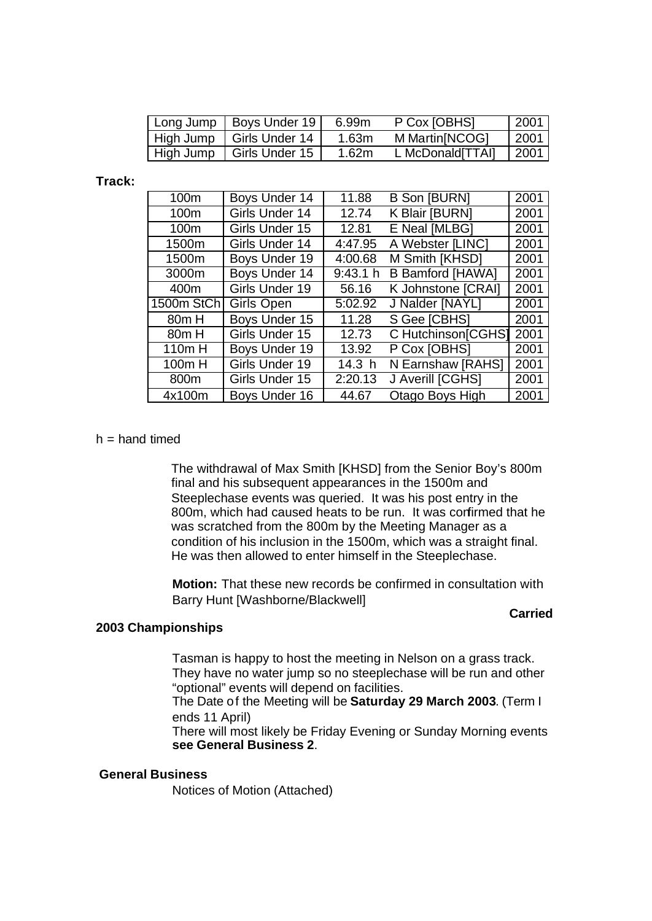| Long Jump | Boys Under 19 | 6.99m | P Cox [OBHS] | 2001 |
|---|---|---|---|---|
| High Jump | Girls Under 14 | 1.63m | M Martin[NCOG] | 2001 |
| High Jump | Girls Under 15 | 1.62m | L McDonald[TTAI] | 2001 |

**Track:**

| 100m | Boys Under 14 | 11.88 | B Son [BURN] | 2001 |
|---|---|---|---|---|
| 100m | Girls Under 14 | 12.74 | K Blair [BURN] | 2001 |
| 100m | Girls Under 15 | 12.81 | E Neal [MLBG] | 2001 |
| 1500m | Girls Under 14 | 4:47.95 | A Webster [LINC] | 2001 |
| 1500m | Boys Under 19 | 4:00.68 | M Smith [KHSD] | 2001 |
| 3000m | Boys Under 14 | 9:43.1 h | B Bamford [HAWA] | 2001 |
| 400m | Girls Under 19 | 56.16 | K Johnstone [CRAI] | 2001 |
| 1500m StCh | Girls Open | 5:02.92 | J Nalder [NAYL] | 2001 |
| 80m H | Boys Under 15 | 11.28 | S Gee [CBHS] | 2001 |
| 80m H | Girls Under 15 | 12.73 | C Hutchinson[CGHS] | 2001 |
| 110m H | Boys Under 19 | 13.92 | P Cox [OBHS] | 2001 |
| 100m H | Girls Under 19 | 14.3 h | N Earnshaw [RAHS] | 2001 |
| 800m | Girls Under 15 | 2:20.13 | J Averill [CGHS] | 2001 |
| 4x100m | Boys Under 16 | 44.67 | Otago Boys High | 2001 |

h = hand timed

The withdrawal of Max Smith [KHSD] from the Senior Boy's 800m final and his subsequent appearances in the 1500m and Steeplechase events was queried. It was his post entry in the 800m, which had caused heats to be run. It was confirmed that he was scratched from the 800m by the Meeting Manager as a condition of his inclusion in the 1500m, which was a straight final. He was then allowed to enter himself in the Steeplechase.

**Motion:** That these new records be confirmed in consultation with Barry Hunt [Washborne/Blackwell]

**Carried**

**2003 Championships**

Tasman is happy to host the meeting in Nelson on a grass track. They have no water jump so no steeplechase will be run and other "optional" events will depend on facilities.
The Date of the Meeting will be **Saturday 29 March 2003**. (Term I ends 11 April)
There will most likely be Friday Evening or Sunday Morning events **see General Business 2**.

**General Business**

Notices of Motion (Attached)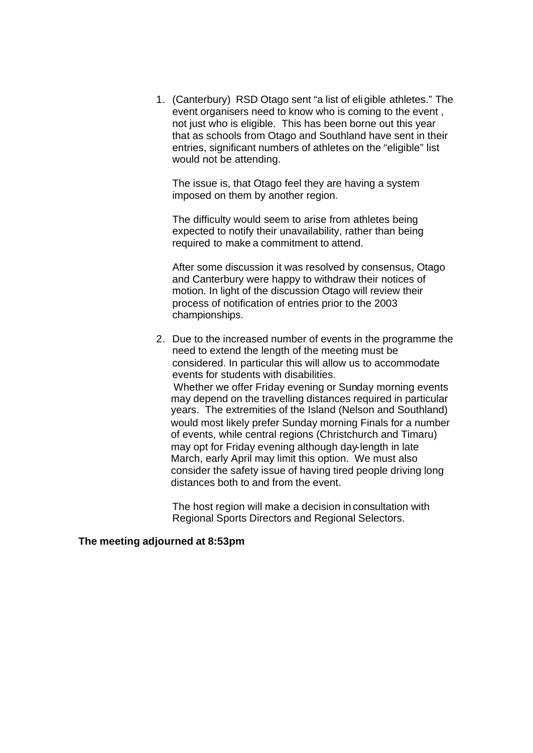1. (Canterbury) RSD Otago sent "a list of eligible athletes." The event organisers need to know who is coming to the event , not just who is eligible. This has been borne out this year that as schools from Otago and Southland have sent in their entries, significant numbers of athletes on the "eligible" list would not be attending.

   The issue is, that Otago feel they are having a system imposed on them by another region.

   The difficulty would seem to arise from athletes being expected to notify their unavailability, rather than being required to make a commitment to attend.

   After some discussion it was resolved by consensus, Otago and Canterbury were happy to withdraw their notices of motion. In light of the discussion Otago will review their process of notification of entries prior to the 2003 championships.

2. Due to the increased number of events in the programme the need to extend the length of the meeting must be considered. In particular this will allow us to accommodate events for students with disabilities.
   Whether we offer Friday evening or Sunday morning events may depend on the travelling distances required in particular years. The extremities of the Island (Nelson and Southland) would most likely prefer Sunday morning Finals for a number of events, while central regions (Christchurch and Timaru) may opt for Friday evening although day-length in late March, early April may limit this option. We must also consider the safety issue of having tired people driving long distances both to and from the event.

   The host region will make a decision in consultation with Regional Sports Directors and Regional Selectors.

**The meeting adjourned at 8:53pm**